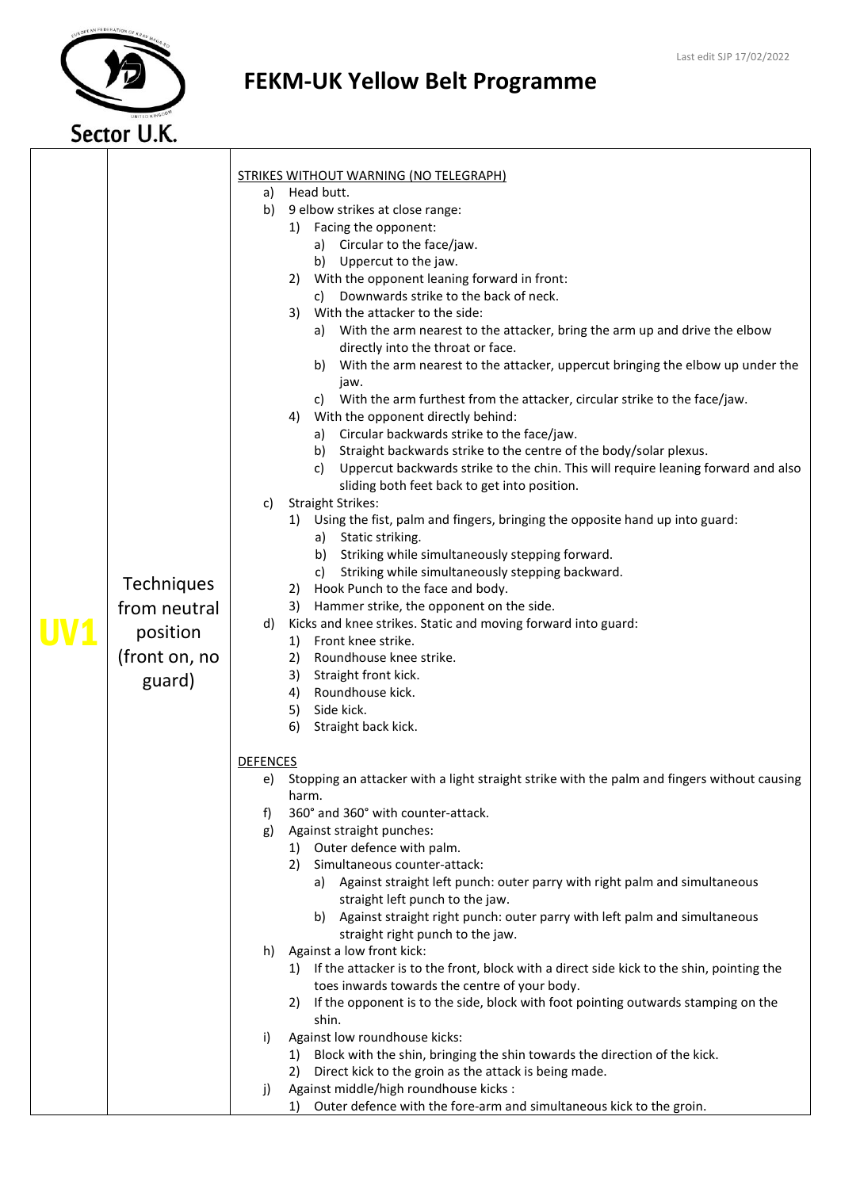# FEKM-UK Yellow Belt Programme

Last edit SJP 17/02/2022

Sector U.K.

| | | |
|---|---|---|
| **UV1** | Techniques from neutral position (front on, no guard) | <u>STRIKES WITHOUT WARNING (NO TELEGRAPH)</u><br>a) Head butt.<br>b) 9 elbow strikes at close range:<br>&nbsp;&nbsp;1) Facing the opponent:<br>&nbsp;&nbsp;&nbsp;&nbsp;a) Circular to the face/jaw.<br>&nbsp;&nbsp;&nbsp;&nbsp;b) Uppercut to the jaw.<br>&nbsp;&nbsp;2) With the opponent leaning forward in front:<br>&nbsp;&nbsp;&nbsp;&nbsp;c) Downwards strike to the back of neck.<br>&nbsp;&nbsp;3) With the attacker to the side:<br>&nbsp;&nbsp;&nbsp;&nbsp;a) With the arm nearest to the attacker, bring the arm up and drive the elbow directly into the throat or face.<br>&nbsp;&nbsp;&nbsp;&nbsp;b) With the arm nearest to the attacker, uppercut bringing the elbow up under the jaw.<br>&nbsp;&nbsp;&nbsp;&nbsp;c) With the arm furthest from the attacker, circular strike to the face/jaw.<br>&nbsp;&nbsp;4) With the opponent directly behind:<br>&nbsp;&nbsp;&nbsp;&nbsp;a) Circular backwards strike to the face/jaw.<br>&nbsp;&nbsp;&nbsp;&nbsp;b) Straight backwards strike to the centre of the body/solar plexus.<br>&nbsp;&nbsp;&nbsp;&nbsp;c) Uppercut backwards strike to the chin. This will require leaning forward and also sliding both feet back to get into position.<br>c) Straight Strikes:<br>&nbsp;&nbsp;1) Using the fist, palm and fingers, bringing the opposite hand up into guard:<br>&nbsp;&nbsp;&nbsp;&nbsp;a) Static striking.<br>&nbsp;&nbsp;&nbsp;&nbsp;b) Striking while simultaneously stepping forward.<br>&nbsp;&nbsp;&nbsp;&nbsp;c) Striking while simultaneously stepping backward.<br>&nbsp;&nbsp;2) Hook Punch to the face and body.<br>&nbsp;&nbsp;3) Hammer strike, the opponent on the side.<br>d) Kicks and knee strikes. Static and moving forward into guard:<br>&nbsp;&nbsp;1) Front knee strike.<br>&nbsp;&nbsp;2) Roundhouse knee strike.<br>&nbsp;&nbsp;3) Straight front kick.<br>&nbsp;&nbsp;4) Roundhouse kick.<br>&nbsp;&nbsp;5) Side kick.<br>&nbsp;&nbsp;6) Straight back kick.<br><br><u>DEFENCES</u><br>e) Stopping an attacker with a light straight strike with the palm and fingers without causing harm.<br>f) 360° and 360° with counter-attack.<br>g) Against straight punches:<br>&nbsp;&nbsp;1) Outer defence with palm.<br>&nbsp;&nbsp;2) Simultaneous counter-attack:<br>&nbsp;&nbsp;&nbsp;&nbsp;a) Against straight left punch: outer parry with right palm and simultaneous straight left punch to the jaw.<br>&nbsp;&nbsp;&nbsp;&nbsp;b) Against straight right punch: outer parry with left palm and simultaneous straight right punch to the jaw.<br>h) Against a low front kick:<br>&nbsp;&nbsp;1) If the attacker is to the front, block with a direct side kick to the shin, pointing the toes inwards towards the centre of your body.<br>&nbsp;&nbsp;2) If the opponent is to the side, block with foot pointing outwards stamping on the shin.<br>i) Against low roundhouse kicks:<br>&nbsp;&nbsp;1) Block with the shin, bringing the shin towards the direction of the kick.<br>&nbsp;&nbsp;2) Direct kick to the groin as the attack is being made.<br>j) Against middle/high roundhouse kicks :<br>&nbsp;&nbsp;1) Outer defence with the fore-arm and simultaneous kick to the groin. |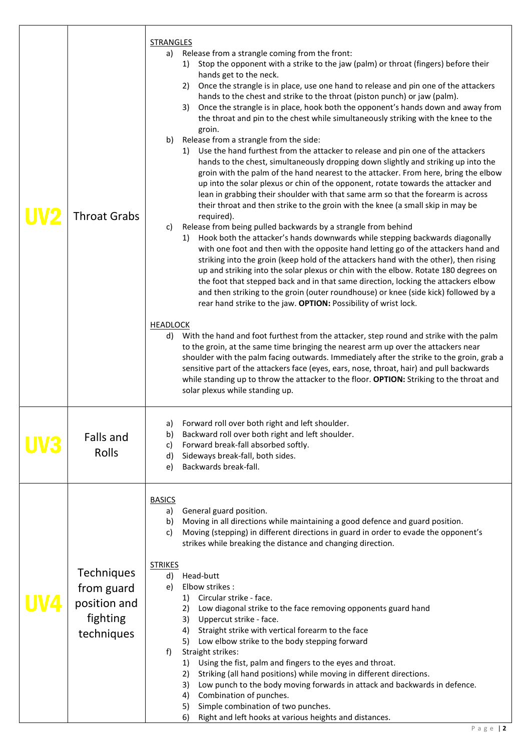| | | |
|---|---|---|
| **UV2** | Throat Grabs | STRANGLES<br>a) Release from a strangle coming from the front:<br>1) Stop the opponent with a strike to the jaw (palm) or throat (fingers) before their hands get to the neck.<br>2) Once the strangle is in place, use one hand to release and pin one of the attackers hands to the chest and strike to the throat (piston punch) or jaw (palm).<br>3) Once the strangle is in place, hook both the opponent's hands down and away from the throat and pin to the chest while simultaneously striking with the knee to the groin.<br>b) Release from a strangle from the side:<br>1) Use the hand furthest from the attacker to release and pin one of the attackers hands to the chest, simultaneously dropping down slightly and striking up into the groin with the palm of the hand nearest to the attacker. From here, bring the elbow up into the solar plexus or chin of the opponent, rotate towards the attacker and lean in grabbing their shoulder with that same arm so that the forearm is across their throat and then strike to the groin with the knee (a small skip in may be required).<br>c) Release from being pulled backwards by a strangle from behind<br>1) Hook both the attacker's hands downwards while stepping backwards diagonally with one foot and then with the opposite hand letting go of the attackers hand and striking into the groin (keep hold of the attackers hand with the other), then rising up and striking into the solar plexus or chin with the elbow. Rotate 180 degrees on the foot that stepped back and in that same direction, locking the attackers elbow and then striking to the groin (outer roundhouse) or knee (side kick) followed by a rear hand strike to the jaw. **OPTION:** Possibility of wrist lock.<br><br>HEADLOCK<br>d) With the hand and foot furthest from the attacker, step round and strike with the palm to the groin, at the same time bringing the nearest arm up over the attackers near shoulder with the palm facing outwards. Immediately after the strike to the groin, grab a sensitive part of the attackers face (eyes, ears, nose, throat, hair) and pull backwards while standing up to throw the attacker to the floor. **OPTION:** Striking to the throat and solar plexus while standing up. |
| **UV3** | Falls and Rolls | a) Forward roll over both right and left shoulder.<br>b) Backward roll over both right and left shoulder.<br>c) Forward break-fall absorbed softly.<br>d) Sideways break-fall, both sides.<br>e) Backwards break-fall. |
| **UV4** | Techniques from guard position and fighting techniques | BASICS<br>a) General guard position.<br>b) Moving in all directions while maintaining a good defence and guard position.<br>c) Moving (stepping) in different directions in guard in order to evade the opponent's strikes while breaking the distance and changing direction.<br><br>STRIKES<br>d) Head-butt<br>e) Elbow strikes :<br>1) Circular strike - face.<br>2) Low diagonal strike to the face removing opponents guard hand<br>3) Uppercut strike - face.<br>4) Straight strike with vertical forearm to the face<br>5) Low elbow strike to the body stepping forward<br>f) Straight strikes:<br>1) Using the fist, palm and fingers to the eyes and throat.<br>2) Striking (all hand positions) while moving in different directions.<br>3) Low punch to the body moving forwards in attack and backwards in defence.<br>4) Combination of punches.<br>5) Simple combination of two punches.<br>6) Right and left hooks at various heights and distances. |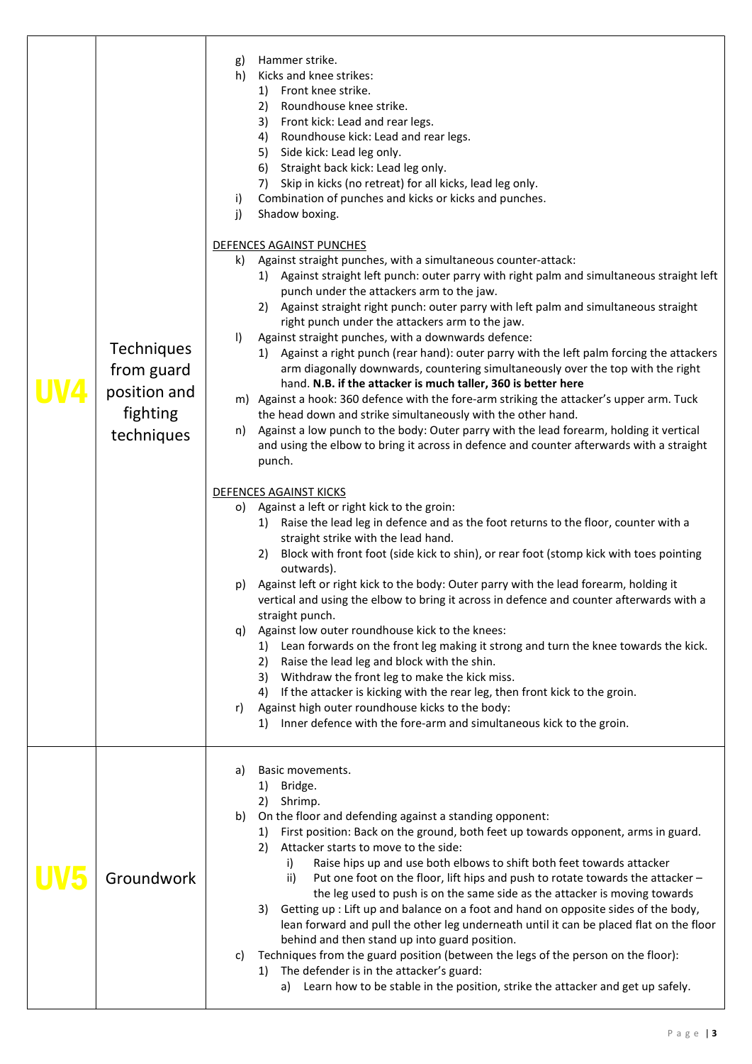| | | |
|---|---|---|
| **UV4** | Techniques from guard position and fighting techniques | g) Hammer strike.<br>h) Kicks and knee strikes:<br>&nbsp;&nbsp;1) Front knee strike.<br>&nbsp;&nbsp;2) Roundhouse knee strike.<br>&nbsp;&nbsp;3) Front kick: Lead and rear legs.<br>&nbsp;&nbsp;4) Roundhouse kick: Lead and rear legs.<br>&nbsp;&nbsp;5) Side kick: Lead leg only.<br>&nbsp;&nbsp;6) Straight back kick: Lead leg only.<br>&nbsp;&nbsp;7) Skip in kicks (no retreat) for all kicks, lead leg only.<br>i) Combination of punches and kicks or kicks and punches.<br>j) Shadow boxing.<br><br><u>DEFENCES AGAINST PUNCHES</u><br>k) Against straight punches, with a simultaneous counter-attack:<br>&nbsp;&nbsp;1) Against straight left punch: outer parry with right palm and simultaneous straight left punch under the attackers arm to the jaw.<br>&nbsp;&nbsp;2) Against straight right punch: outer parry with left palm and simultaneous straight right punch under the attackers arm to the jaw.<br>l) Against straight punches, with a downwards defence:<br>&nbsp;&nbsp;1) Against a right punch (rear hand): outer parry with the left palm forcing the attackers arm diagonally downwards, countering simultaneously over the top with the right hand. **N.B. if the attacker is much taller, 360 is better here**<br>m) Against a hook: 360 defence with the fore-arm striking the attacker's upper arm. Tuck the head down and strike simultaneously with the other hand.<br>n) Against a low punch to the body: Outer parry with the lead forearm, holding it vertical and using the elbow to bring it across in defence and counter afterwards with a straight punch.<br><br><u>DEFENCES AGAINST KICKS</u><br>o) Against a left or right kick to the groin:<br>&nbsp;&nbsp;1) Raise the lead leg in defence and as the foot returns to the floor, counter with a straight strike with the lead hand.<br>&nbsp;&nbsp;2) Block with front foot (side kick to shin), or rear foot (stomp kick with toes pointing outwards).<br>p) Against left or right kick to the body: Outer parry with the lead forearm, holding it vertical and using the elbow to bring it across in defence and counter afterwards with a straight punch.<br>q) Against low outer roundhouse kick to the knees:<br>&nbsp;&nbsp;1) Lean forwards on the front leg making it strong and turn the knee towards the kick.<br>&nbsp;&nbsp;2) Raise the lead leg and block with the shin.<br>&nbsp;&nbsp;3) Withdraw the front leg to make the kick miss.<br>&nbsp;&nbsp;4) If the attacker is kicking with the rear leg, then front kick to the groin.<br>r) Against high outer roundhouse kicks to the body:<br>&nbsp;&nbsp;1) Inner defence with the fore-arm and simultaneous kick to the groin. |
| **UV5** | Groundwork | a) Basic movements.<br>&nbsp;&nbsp;1) Bridge.<br>&nbsp;&nbsp;2) Shrimp.<br>b) On the floor and defending against a standing opponent:<br>&nbsp;&nbsp;1) First position: Back on the ground, both feet up towards opponent, arms in guard.<br>&nbsp;&nbsp;2) Attacker starts to move to the side:<br>&nbsp;&nbsp;&nbsp;&nbsp;i) Raise hips up and use both elbows to shift both feet towards attacker<br>&nbsp;&nbsp;&nbsp;&nbsp;ii) Put one foot on the floor, lift hips and push to rotate towards the attacker – the leg used to push is on the same side as the attacker is moving towards<br>&nbsp;&nbsp;3) Getting up : Lift up and balance on a foot and hand on opposite sides of the body, lean forward and pull the other leg underneath until it can be placed flat on the floor behind and then stand up into guard position.<br>c) Techniques from the guard position (between the legs of the person on the floor):<br>&nbsp;&nbsp;1) The defender is in the attacker's guard:<br>&nbsp;&nbsp;&nbsp;&nbsp;a) Learn how to be stable in the position, strike the attacker and get up safely. |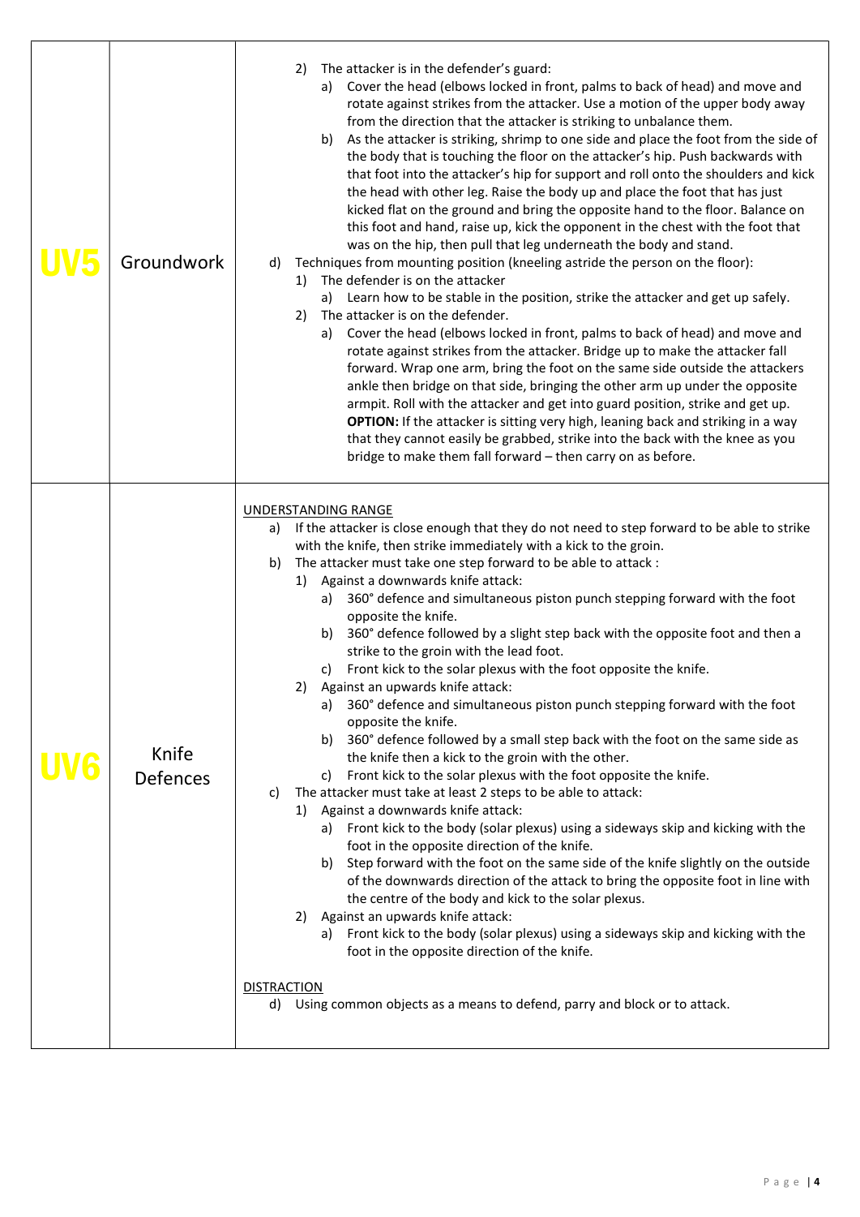| | | |
|---|---|---|
| UV5 | Groundwork | 2) The attacker is in the defender's guard:<br>a) Cover the head (elbows locked in front, palms to back of head) and move and rotate against strikes from the attacker. Use a motion of the upper body away from the direction that the attacker is striking to unbalance them.<br>b) As the attacker is striking, shrimp to one side and place the foot from the side of the body that is touching the floor on the attacker's hip. Push backwards with that foot into the attacker's hip for support and roll onto the shoulders and kick the head with other leg. Raise the body up and place the foot that has just kicked flat on the ground and bring the opposite hand to the floor. Balance on this foot and hand, raise up, kick the opponent in the chest with the foot that was on the hip, then pull that leg underneath the body and stand.<br>d) Techniques from mounting position (kneeling astride the person on the floor):<br>1) The defender is on the attacker<br>a) Learn how to be stable in the position, strike the attacker and get up safely.<br>2) The attacker is on the defender.<br>a) Cover the head (elbows locked in front, palms to back of head) and move and rotate against strikes from the attacker. Bridge up to make the attacker fall forward. Wrap one arm, bring the foot on the same side outside the attackers ankle then bridge on that side, bringing the other arm up under the opposite armpit. Roll with the attacker and get into guard position, strike and get up. **OPTION:** If the attacker is sitting very high, leaning back and striking in a way that they cannot easily be grabbed, strike into the back with the knee as you bridge to make them fall forward – then carry on as before. |
| UV6 | Knife Defences | <u>UNDERSTANDING RANGE</u><br>a) If the attacker is close enough that they do not need to step forward to be able to strike with the knife, then strike immediately with a kick to the groin.<br>b) The attacker must take one step forward to be able to attack :<br>1) Against a downwards knife attack:<br>a) 360° defence and simultaneous piston punch stepping forward with the foot opposite the knife.<br>b) 360° defence followed by a slight step back with the opposite foot and then a strike to the groin with the lead foot.<br>c) Front kick to the solar plexus with the foot opposite the knife.<br>2) Against an upwards knife attack:<br>a) 360° defence and simultaneous piston punch stepping forward with the foot opposite the knife.<br>b) 360° defence followed by a small step back with the foot on the same side as the knife then a kick to the groin with the other.<br>c) Front kick to the solar plexus with the foot opposite the knife.<br>c) The attacker must take at least 2 steps to be able to attack:<br>1) Against a downwards knife attack:<br>a) Front kick to the body (solar plexus) using a sideways skip and kicking with the foot in the opposite direction of the knife.<br>b) Step forward with the foot on the same side of the knife slightly on the outside of the downwards direction of the attack to bring the opposite foot in line with the centre of the body and kick to the solar plexus.<br>2) Against an upwards knife attack:<br>a) Front kick to the body (solar plexus) using a sideways skip and kicking with the foot in the opposite direction of the knife.<br><br><u>DISTRACTION</u><br>d) Using common objects as a means to defend, parry and block or to attack. |